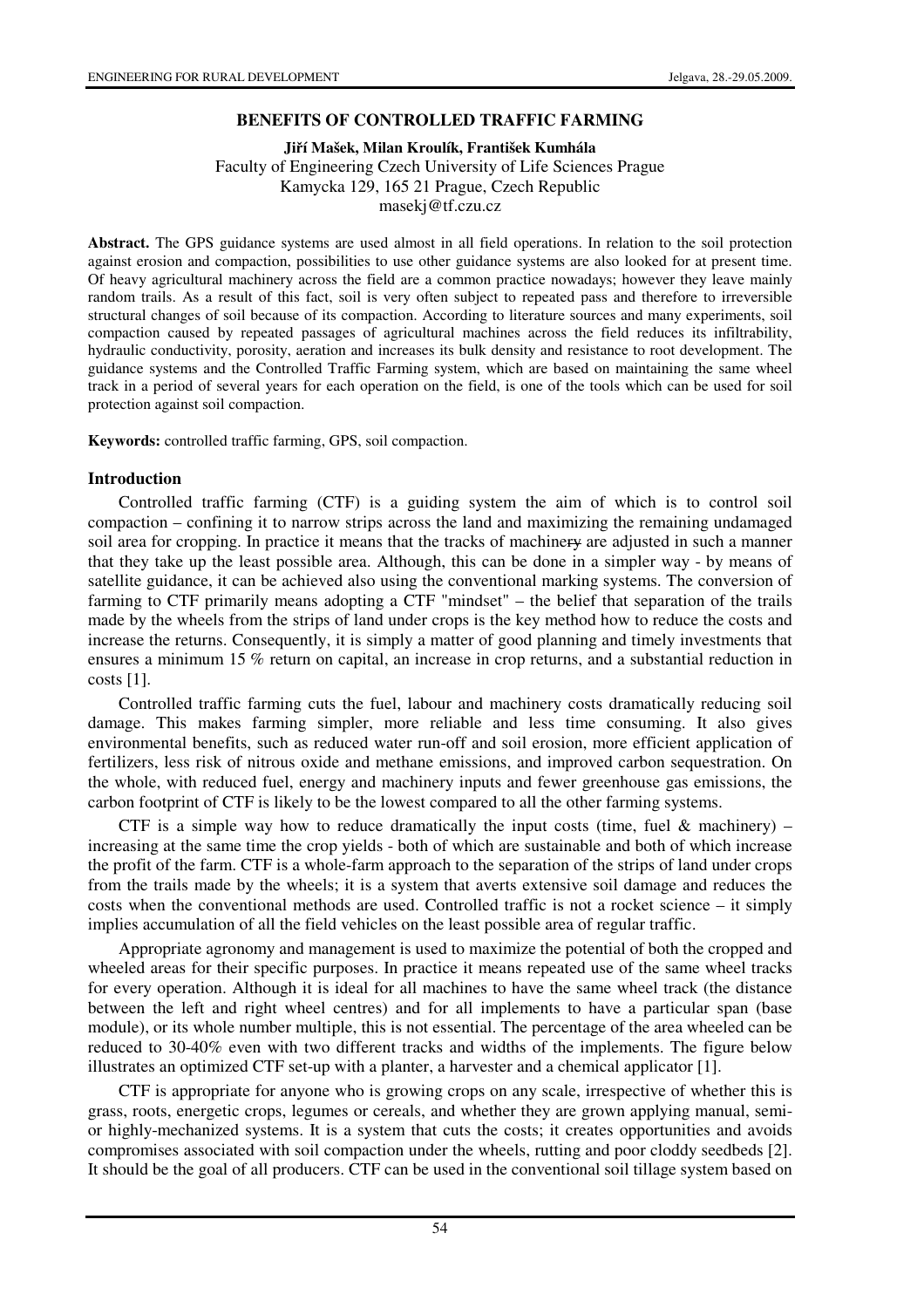# BENEFITS OF CONTROLLED TRAFFIC FARMING

**Jiří Mašek, Milan Kroulík, František Kumhála**

Faculty of Engineering Czech University of Life Sciences Prague
Kamycka 129, 165 21 Prague, Czech Republic
masekj@tf.czu.cz

**Abstract.** The GPS guidance systems are used almost in all field operations. In relation to the soil protection against erosion and compaction, possibilities to use other guidance systems are also looked for at present time. Of heavy agricultural machinery across the field are a common practice nowadays; however they leave mainly random trails. As a result of this fact, soil is very often subject to repeated pass and therefore to irreversible structural changes of soil because of its compaction. According to literature sources and many experiments, soil compaction caused by repeated passages of agricultural machines across the field reduces its infiltrability, hydraulic conductivity, porosity, aeration and increases its bulk density and resistance to root development. The guidance systems and the Controlled Traffic Farming system, which are based on maintaining the same wheel track in a period of several years for each operation on the field, is one of the tools which can be used for soil protection against soil compaction.

**Keywords:** controlled traffic farming, GPS, soil compaction.

## Introduction

Controlled traffic farming (CTF) is a guiding system the aim of which is to control soil compaction – confining it to narrow strips across the land and maximizing the remaining undamaged soil area for cropping. In practice it means that the tracks of machinery are adjusted in such a manner that they take up the least possible area. Although, this can be done in a simpler way - by means of satellite guidance, it can be achieved also using the conventional marking systems. The conversion of farming to CTF primarily means adopting a CTF "mindset" – the belief that separation of the trails made by the wheels from the strips of land under crops is the key method how to reduce the costs and increase the returns. Consequently, it is simply a matter of good planning and timely investments that ensures a minimum 15 % return on capital, an increase in crop returns, and a substantial reduction in costs [1].

Controlled traffic farming cuts the fuel, labour and machinery costs dramatically reducing soil damage. This makes farming simpler, more reliable and less time consuming. It also gives environmental benefits, such as reduced water run-off and soil erosion, more efficient application of fertilizers, less risk of nitrous oxide and methane emissions, and improved carbon sequestration. On the whole, with reduced fuel, energy and machinery inputs and fewer greenhouse gas emissions, the carbon footprint of CTF is likely to be the lowest compared to all the other farming systems.

CTF is a simple way how to reduce dramatically the input costs (time, fuel & machinery) – increasing at the same time the crop yields - both of which are sustainable and both of which increase the profit of the farm. CTF is a whole-farm approach to the separation of the strips of land under crops from the trails made by the wheels; it is a system that averts extensive soil damage and reduces the costs when the conventional methods are used. Controlled traffic is not a rocket science – it simply implies accumulation of all the field vehicles on the least possible area of regular traffic.

Appropriate agronomy and management is used to maximize the potential of both the cropped and wheeled areas for their specific purposes. In practice it means repeated use of the same wheel tracks for every operation. Although it is ideal for all machines to have the same wheel track (the distance between the left and right wheel centres) and for all implements to have a particular span (base module), or its whole number multiple, this is not essential. The percentage of the area wheeled can be reduced to 30-40% even with two different tracks and widths of the implements. The figure below illustrates an optimized CTF set-up with a planter, a harvester and a chemical applicator [1].

CTF is appropriate for anyone who is growing crops on any scale, irrespective of whether this is grass, roots, energetic crops, legumes or cereals, and whether they are grown applying manual, semi- or highly-mechanized systems. It is a system that cuts the costs; it creates opportunities and avoids compromises associated with soil compaction under the wheels, rutting and poor cloddy seedbeds [2]. It should be the goal of all producers. CTF can be used in the conventional soil tillage system based on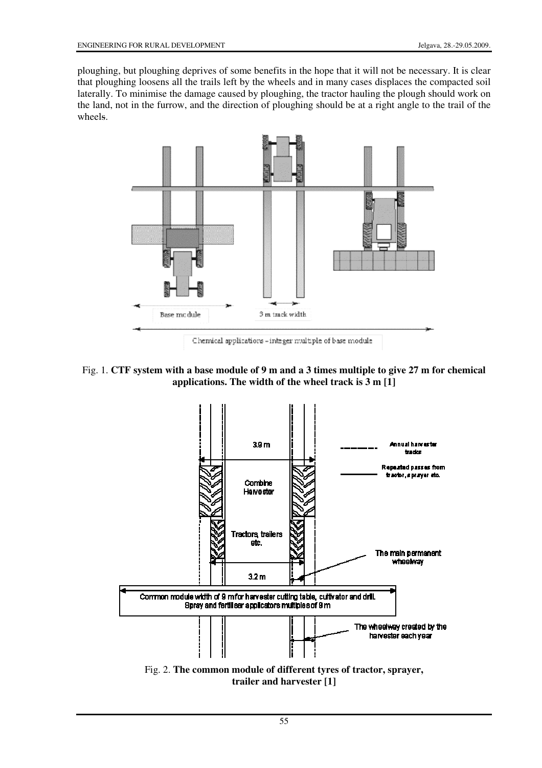ploughing, but ploughing deprives of some benefits in the hope that it will not be necessary. It is clear that ploughing loosens all the trails left by the wheels and in many cases displaces the compacted soil laterally. To minimise the damage caused by ploughing, the tractor hauling the plough should work on the land, not in the furrow, and the direction of ploughing should be at a right angle to the trail of the wheels.

Fig. 1. **CTF system with a base module of 9 m and a 3 times multiple to give 27 m for chemical applications. The width of the wheel track is 3 m [1]**

Fig. 2. **The common module of different tyres of tractor, sprayer, trailer and harvester [1]**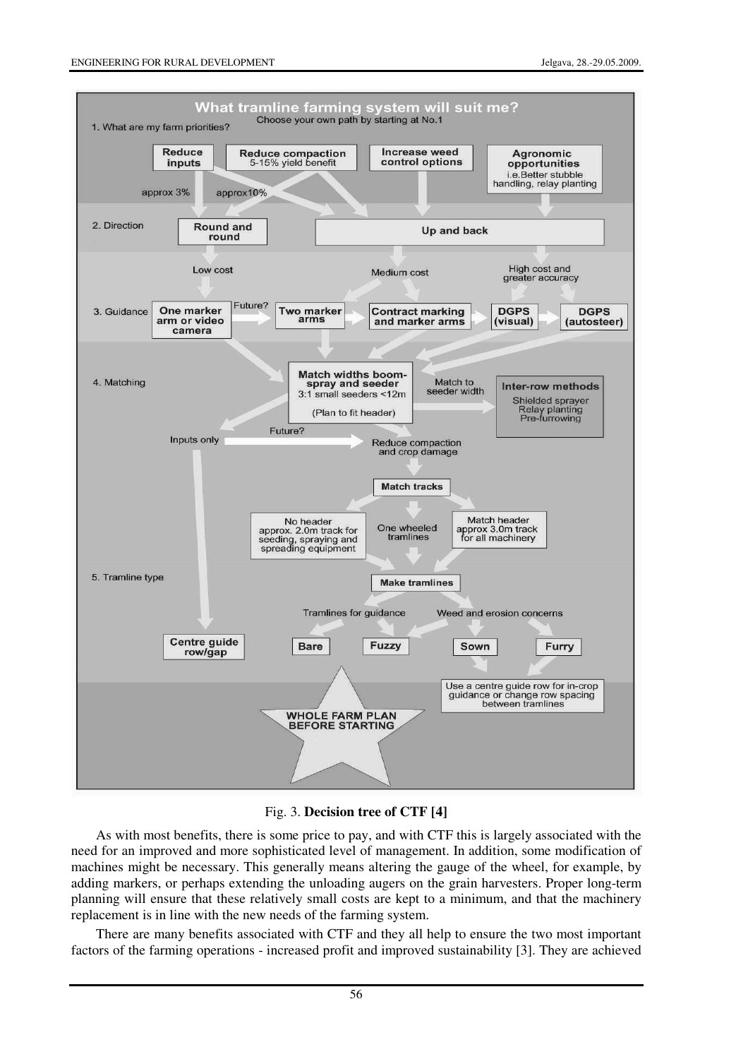Fig. 3. **Decision tree of CTF [4]**

As with most benefits, there is some price to pay, and with CTF this is largely associated with the need for an improved and more sophisticated level of management. In addition, some modification of machines might be necessary. This generally means altering the gauge of the wheel, for example, by adding markers, or perhaps extending the unloading augers on the grain harvesters. Proper long-term planning will ensure that these relatively small costs are kept to a minimum, and that the machinery replacement is in line with the new needs of the farming system.

There are many benefits associated with CTF and they all help to ensure the two most important factors of the farming operations - increased profit and improved sustainability [3]. They are achieved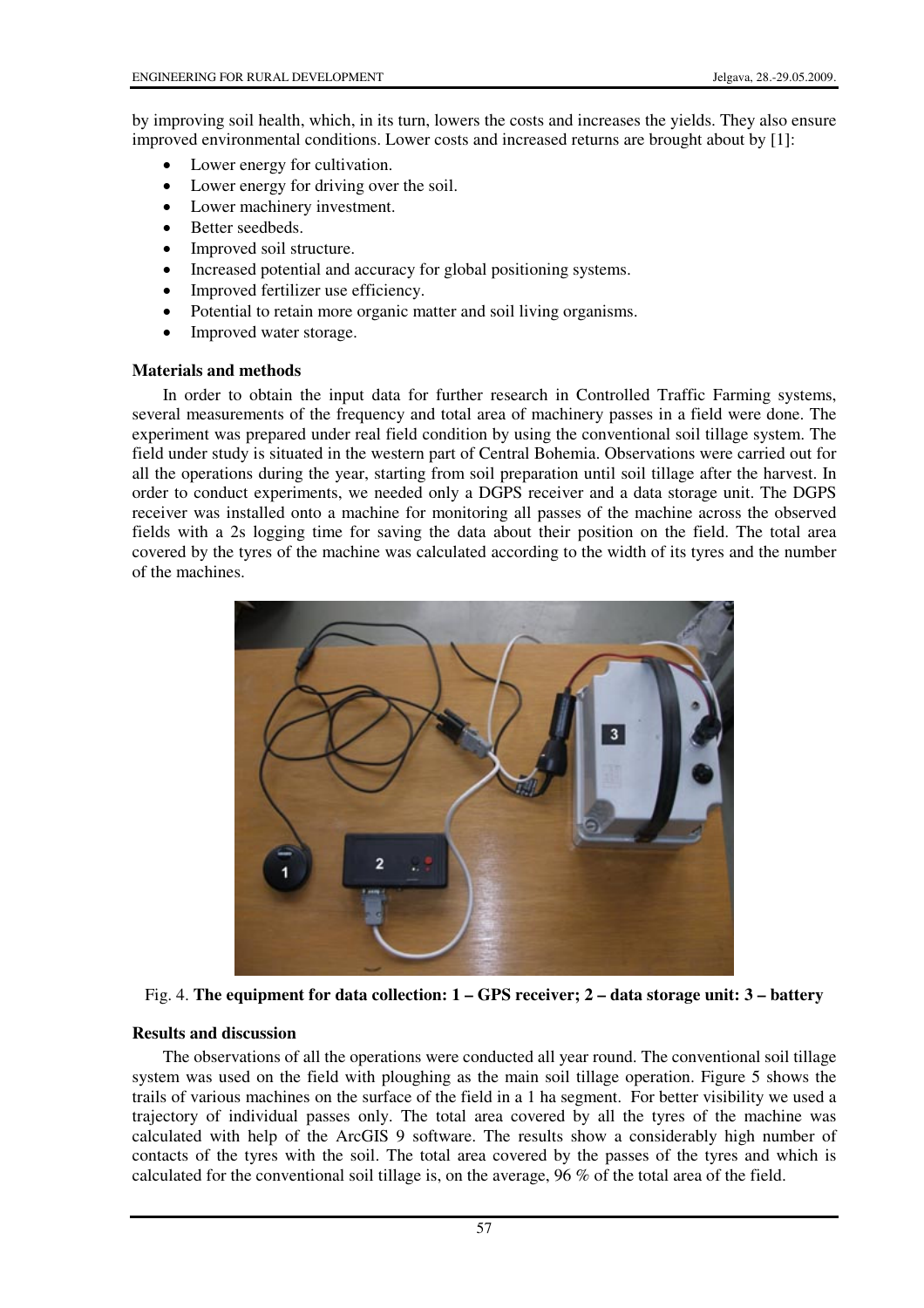by improving soil health, which, in its turn, lowers the costs and increases the yields. They also ensure improved environmental conditions. Lower costs and increased returns are brought about by [1]:

- Lower energy for cultivation.
- Lower energy for driving over the soil.
- Lower machinery investment.
- Better seedbeds.
- Improved soil structure.
- Increased potential and accuracy for global positioning systems.
- Improved fertilizer use efficiency.
- Potential to retain more organic matter and soil living organisms.
- Improved water storage.

## Materials and methods

In order to obtain the input data for further research in Controlled Traffic Farming systems, several measurements of the frequency and total area of machinery passes in a field were done. The experiment was prepared under real field condition by using the conventional soil tillage system. The field under study is situated in the western part of Central Bohemia. Observations were carried out for all the operations during the year, starting from soil preparation until soil tillage after the harvest. In order to conduct experiments, we needed only a DGPS receiver and a data storage unit. The DGPS receiver was installed onto a machine for monitoring all passes of the machine across the observed fields with a 2s logging time for saving the data about their position on the field. The total area covered by the tyres of the machine was calculated according to the width of its tyres and the number of the machines.

Fig. 4. **The equipment for data collection: 1 – GPS receiver; 2 – data storage unit: 3 – battery**

## Results and discussion

The observations of all the operations were conducted all year round. The conventional soil tillage system was used on the field with ploughing as the main soil tillage operation. Figure 5 shows the trails of various machines on the surface of the field in a 1 ha segment. For better visibility we used a trajectory of individual passes only. The total area covered by all the tyres of the machine was calculated with help of the ArcGIS 9 software. The results show a considerably high number of contacts of the tyres with the soil. The total area covered by the passes of the tyres and which is calculated for the conventional soil tillage is, on the average, 96 % of the total area of the field.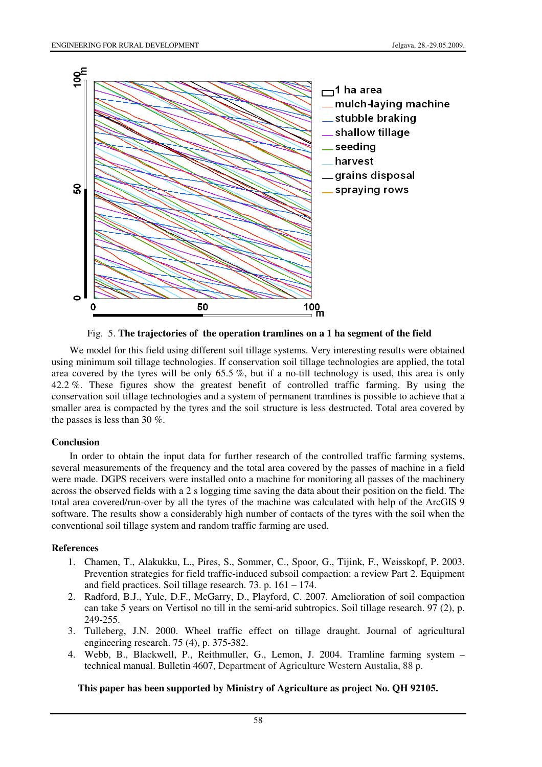100 m

50

0

0 50 100 m

1 ha area
mulch-laying machine
stubble braking
shallow tillage
seeding
harvest
grains disposal
spraying rows

Fig. 5. **The trajectories of the operation tramlines on a 1 ha segment of the field**

We model for this field using different soil tillage systems. Very interesting results were obtained using minimum soil tillage technologies. If conservation soil tillage technologies are applied, the total area covered by the tyres will be only 65.5 %, but if a no-till technology is used, this area is only 42.2 %. These figures show the greatest benefit of controlled traffic farming. By using the conservation soil tillage technologies and a system of permanent tramlines is possible to achieve that a smaller area is compacted by the tyres and the soil structure is less destructed. Total area covered by the passes is less than 30 %.

## Conclusion

In order to obtain the input data for further research of the controlled traffic farming systems, several measurements of the frequency and the total area covered by the passes of machine in a field were made. DGPS receivers were installed onto a machine for monitoring all passes of the machinery across the observed fields with a 2 s logging time saving the data about their position on the field. The total area covered/run-over by all the tyres of the machine was calculated with help of the ArcGIS 9 software. The results show a considerably high number of contacts of the tyres with the soil when the conventional soil tillage system and random traffic farming are used.

## References

1. Chamen, T., Alakukku, L., Pires, S., Sommer, C., Spoor, G., Tijink, F., Weisskopf, P. 2003. Prevention strategies for field traffic-induced subsoil compaction: a review Part 2. Equipment and field practices. Soil tillage research. 73. p. 161 – 174.
2. Radford, B.J., Yule, D.F., McGarry, D., Playford, C. 2007. Amelioration of soil compaction can take 5 years on Vertisol no till in the semi-arid subtropics. Soil tillage research. 97 (2), p. 249-255.
3. Tulleberg, J.N. 2000. Wheel traffic effect on tillage draught. Journal of agricultural engineering research. 75 (4), p. 375-382.
4. Webb, B., Blackwell, P., Reithmuller, G., Lemon, J. 2004. Tramline farming system – technical manual. Bulletin 4607, Department of Agriculture Western Austalia, 88 p.

**This paper has been supported by Ministry of Agriculture as project No. QH 92105.**